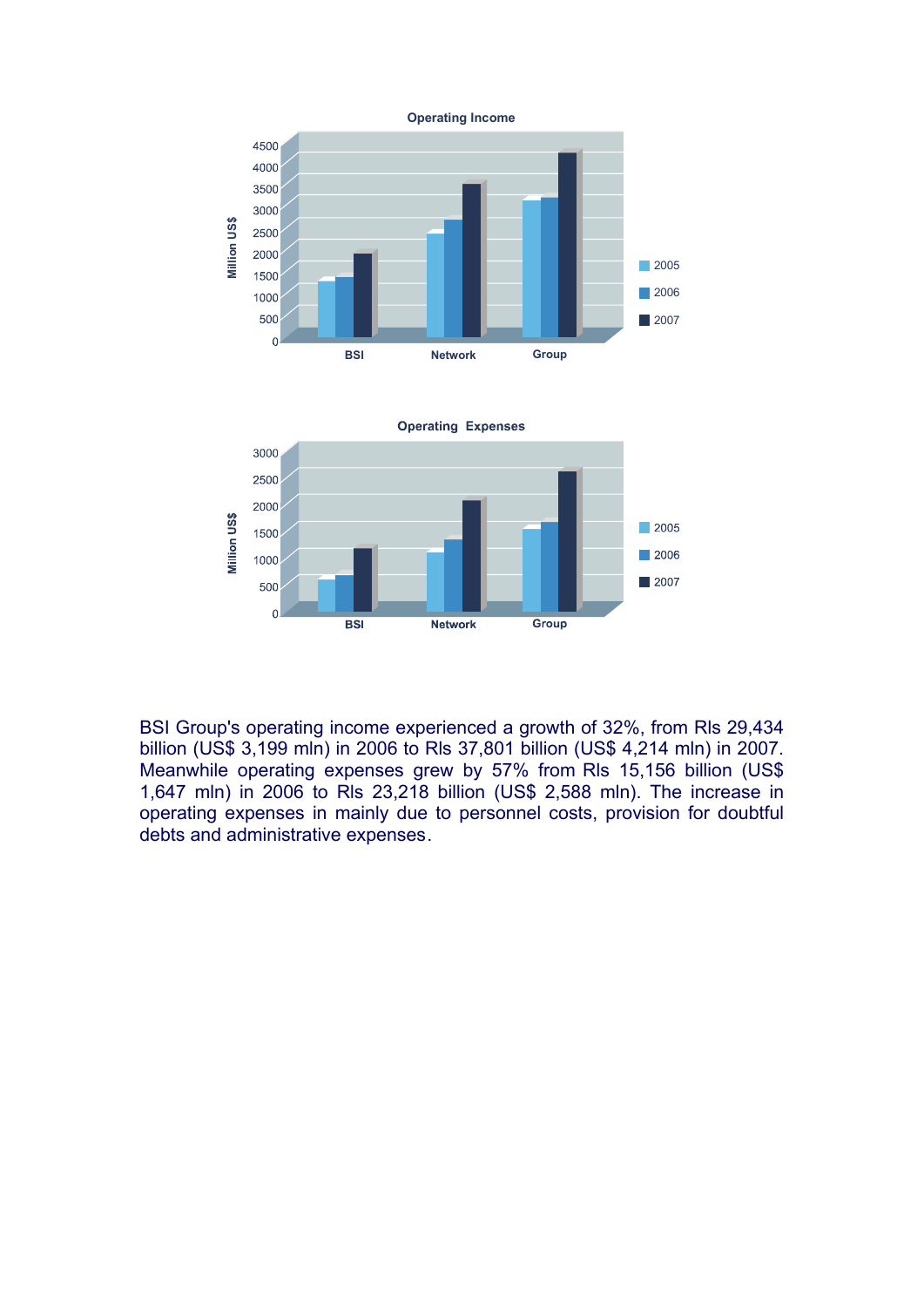Operating Income

| | 2005 | 2006 | 2007 |
|---|---|---|---|
| BSI | | | |
| Network | | | |
| Group | | | |

Million US$

Operating Expenses

Million US$

BSI Group's operating income experienced a growth of 32%, from Rls 29,434 billion (US$ 3,199 mln) in 2006 to Rls 37,801 billion (US$ 4,214 mln) in 2007. Meanwhile operating expenses grew by 57% from Rls 15,156 billion (US$ 1,647 mln) in 2006 to Rls 23,218 billion (US$ 2,588 mln). The increase in operating expenses in mainly due to personnel costs, provision for doubtful debts and administrative expenses.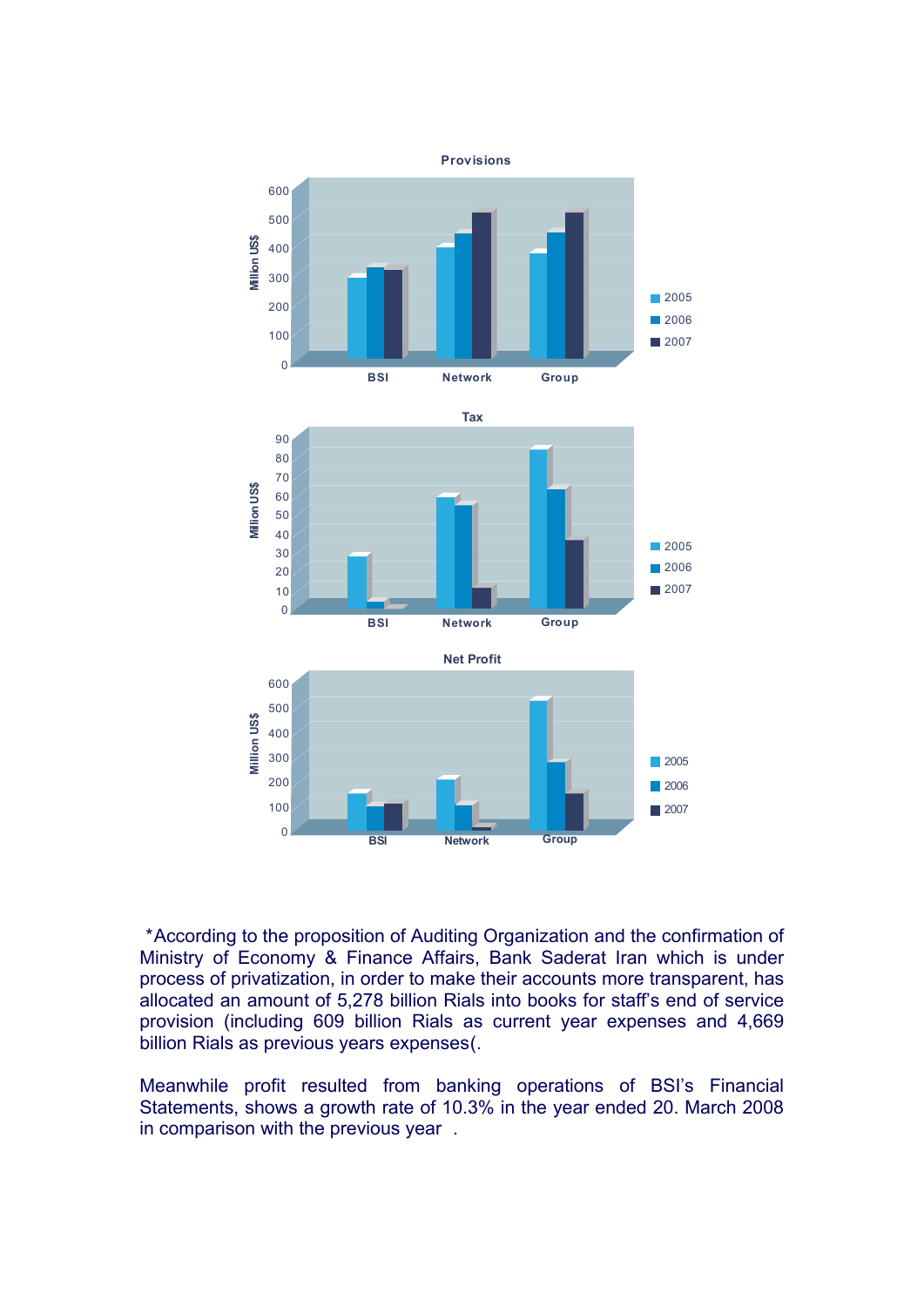**Provisions**

Million US$

BSI · Network · Group

2005 · 2006 · 2007

**Tax**

Million US$

BSI · Network · Group

2005 · 2006 · 2007

**Net Profit**

Million US$

BSI · Network · Group

2005 · 2006 · 2007

*According to the proposition of Auditing Organization and the confirmation of Ministry of Economy & Finance Affairs, Bank Saderat Iran which is under process of privatization, in order to make their accounts more transparent, has allocated an amount of 5,278 billion Rials into books for staff's end of service provision (including 609 billion Rials as current year expenses and 4,669 billion Rials as previous years expenses(.

Meanwhile profit resulted from banking operations of BSI's Financial Statements, shows a growth rate of 10.3% in the year ended 20. March 2008 in comparison with the previous year .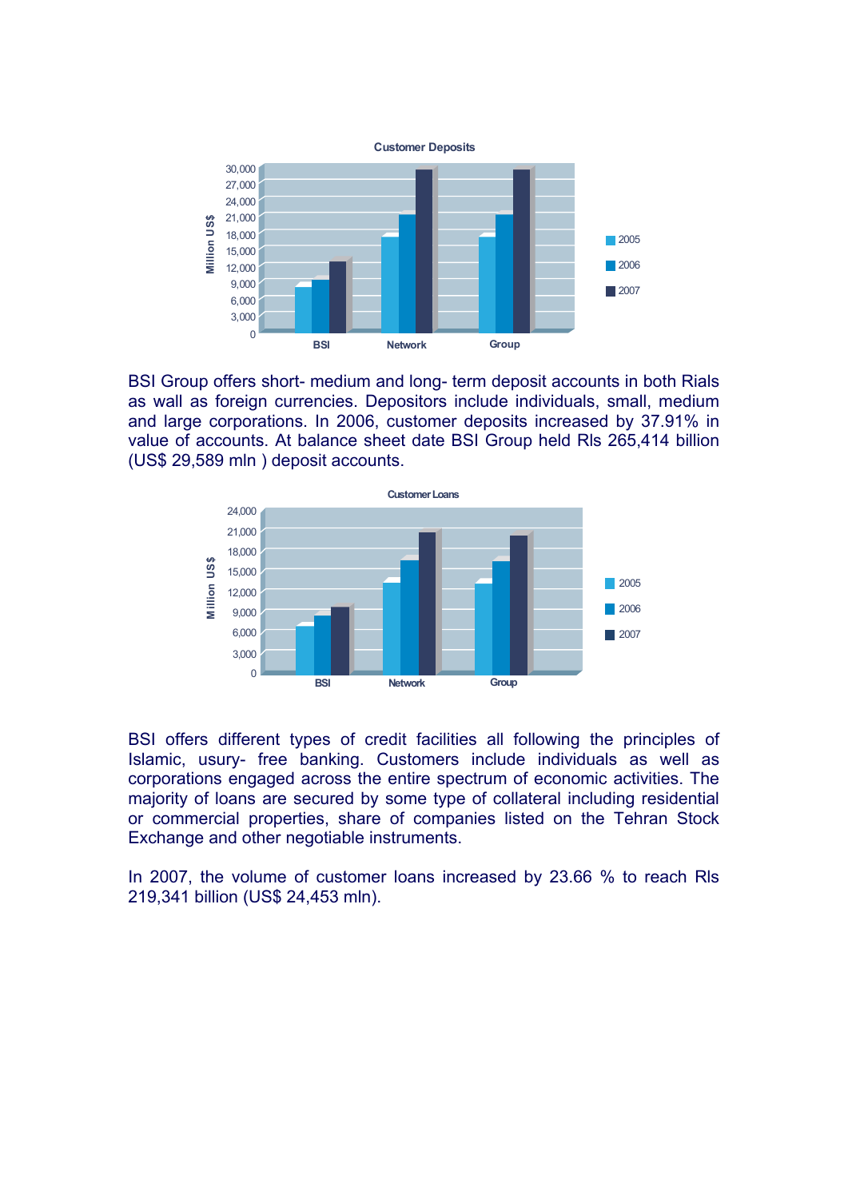**Customer Deposits**

BSI Group offers short- medium and long- term deposit accounts in both Rials as wall as foreign currencies. Depositors include individuals, small, medium and large corporations. In 2006, customer deposits increased by 37.91% in value of accounts. At balance sheet date BSI Group held Rls 265,414 billion (US$ 29,589 mln ) deposit accounts.

**Customer Loans**

BSI offers different types of credit facilities all following the principles of Islamic, usury- free banking. Customers include individuals as well as corporations engaged across the entire spectrum of economic activities. The majority of loans are secured by some type of collateral including residential or commercial properties, share of companies listed on the Tehran Stock Exchange and other negotiable instruments.

In 2007, the volume of customer loans increased by 23.66 % to reach Rls 219,341 billion (US$ 24,453 mln).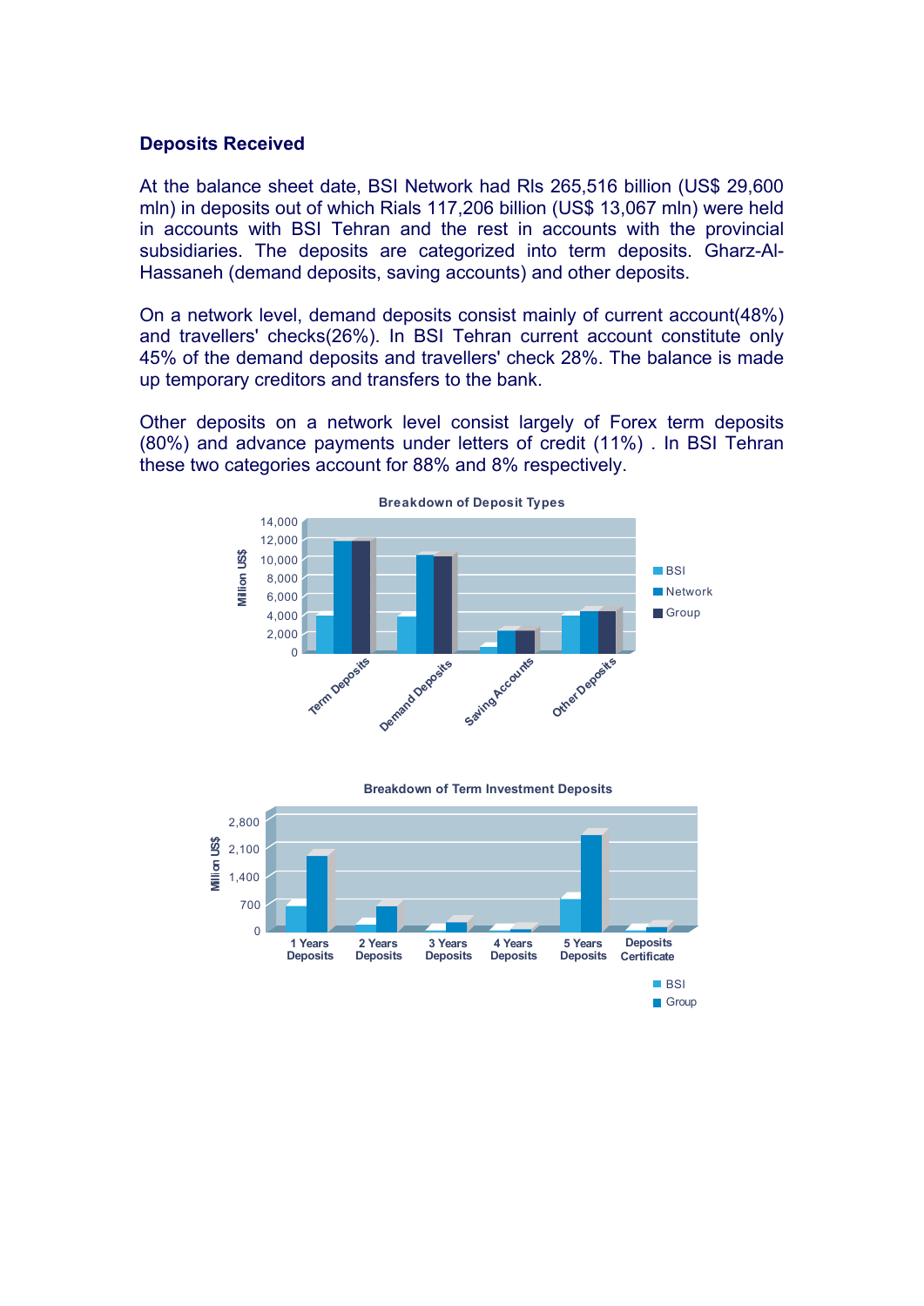## Deposits Received

At the balance sheet date, BSI Network had Rls 265,516 billion (US$ 29,600 mln) in deposits out of which Rials 117,206 billion (US$ 13,067 mln) were held in accounts with BSI Tehran and the rest in accounts with the provincial subsidiaries. The deposits are categorized into term deposits. Gharz-Al-Hassaneh (demand deposits, saving accounts) and other deposits.

On a network level, demand deposits consist mainly of current account(48%) and travellers' checks(26%). In BSI Tehran current account constitute only 45% of the demand deposits and travellers' check 28%. The balance is made up temporary creditors and transfers to the bank.

Other deposits on a network level consist largely of Forex term deposits (80%) and advance payments under letters of credit (11%) . In BSI Tehran these two categories account for 88% and 8% respectively.

Breakdown of Deposit Types

Breakdown of Term Investment Deposits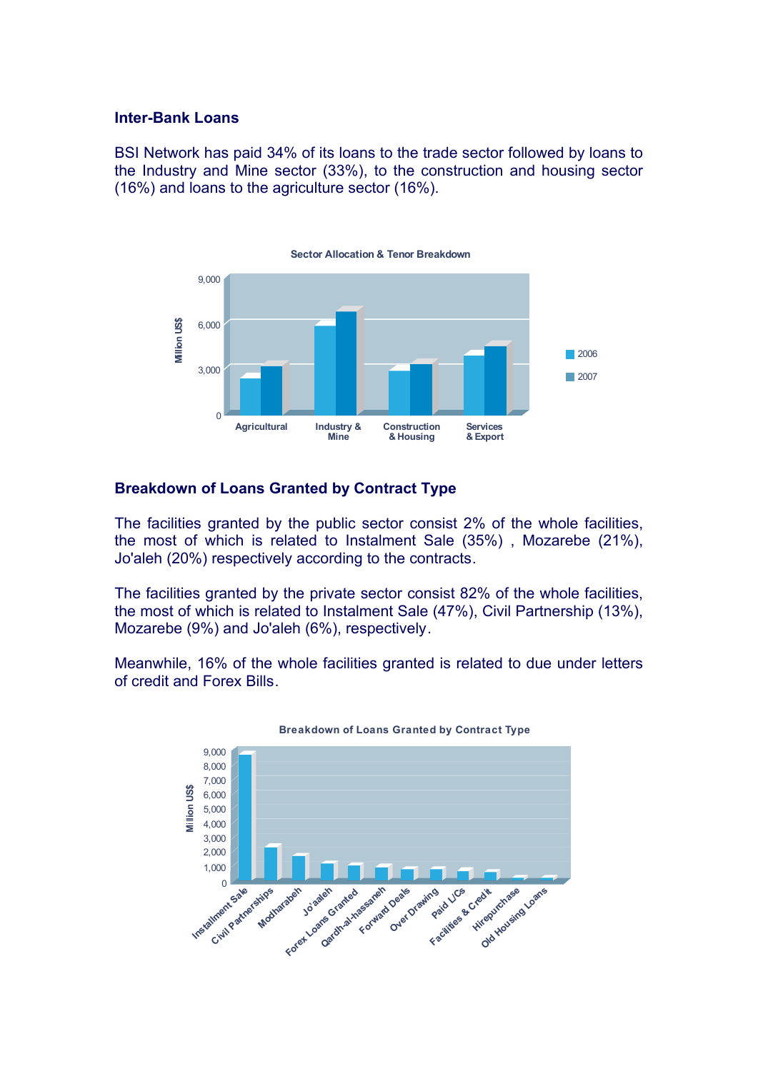## Inter-Bank Loans

BSI Network has paid 34% of its loans to the trade sector followed by loans to the Industry and Mine sector (33%), to the construction and housing sector (16%) and loans to the agriculture sector (16%).

Sector Allocation & Tenor Breakdown

## Breakdown of Loans Granted by Contract Type

The facilities granted by the public sector consist 2% of the whole facilities, the most of which is related to Instalment Sale (35%) , Mozarebe (21%), Jo'aleh (20%) respectively according to the contracts.

The facilities granted by the private sector consist 82% of the whole facilities, the most of which is related to Instalment Sale (47%), Civil Partnership (13%), Mozarebe (9%) and Jo'aleh (6%), respectively.

Meanwhile, 16% of the whole facilities granted is related to due under letters of credit and Forex Bills.

Breakdown of Loans Granted by Contract Type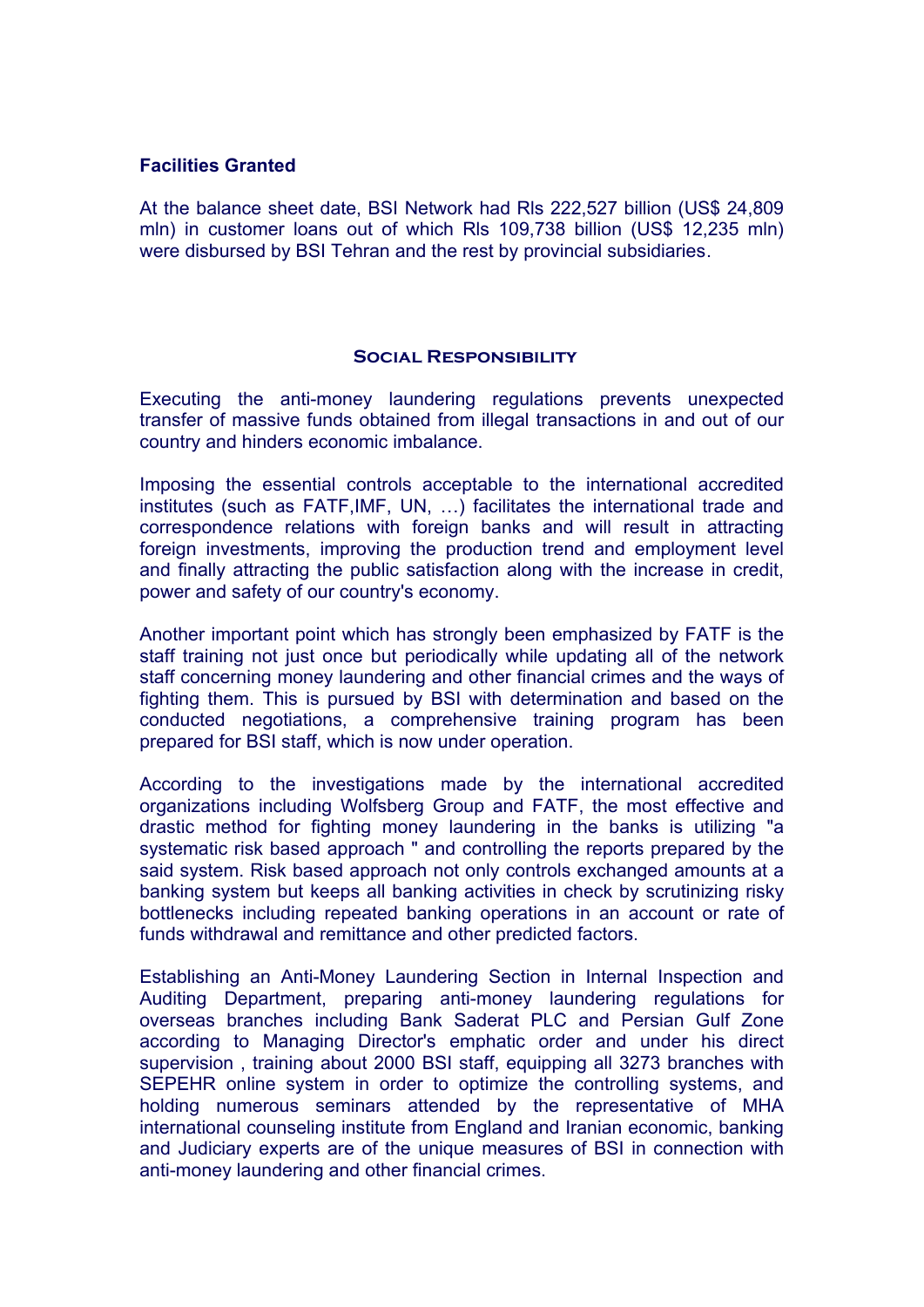**Facilities Granted**

At the balance sheet date, BSI Network had Rls 222,527 billion (US$ 24,809 mln) in customer loans out of which Rls 109,738 billion (US$ 12,235 mln) were disbursed by BSI Tehran and the rest by provincial subsidiaries.

## Social Responsibility

Executing the anti-money laundering regulations prevents unexpected transfer of massive funds obtained from illegal transactions in and out of our country and hinders economic imbalance.

Imposing the essential controls acceptable to the international accredited institutes (such as FATF,IMF, UN, …) facilitates the international trade and correspondence relations with foreign banks and will result in attracting foreign investments, improving the production trend and employment level and finally attracting the public satisfaction along with the increase in credit, power and safety of our country's economy.

Another important point which has strongly been emphasized by FATF is the staff training not just once but periodically while updating all of the network staff concerning money laundering and other financial crimes and the ways of fighting them. This is pursued by BSI with determination and based on the conducted negotiations, a comprehensive training program has been prepared for BSI staff, which is now under operation.

According to the investigations made by the international accredited organizations including Wolfsberg Group and FATF, the most effective and drastic method for fighting money laundering in the banks is utilizing "a systematic risk based approach " and controlling the reports prepared by the said system. Risk based approach not only controls exchanged amounts at a banking system but keeps all banking activities in check by scrutinizing risky bottlenecks including repeated banking operations in an account or rate of funds withdrawal and remittance and other predicted factors.

Establishing an Anti-Money Laundering Section in Internal Inspection and Auditing Department, preparing anti-money laundering regulations for overseas branches including Bank Saderat PLC and Persian Gulf Zone according to Managing Director's emphatic order and under his direct supervision , training about 2000 BSI staff, equipping all 3273 branches with SEPEHR online system in order to optimize the controlling systems, and holding numerous seminars attended by the representative of MHA international counseling institute from England and Iranian economic, banking and Judiciary experts are of the unique measures of BSI in connection with anti-money laundering and other financial crimes.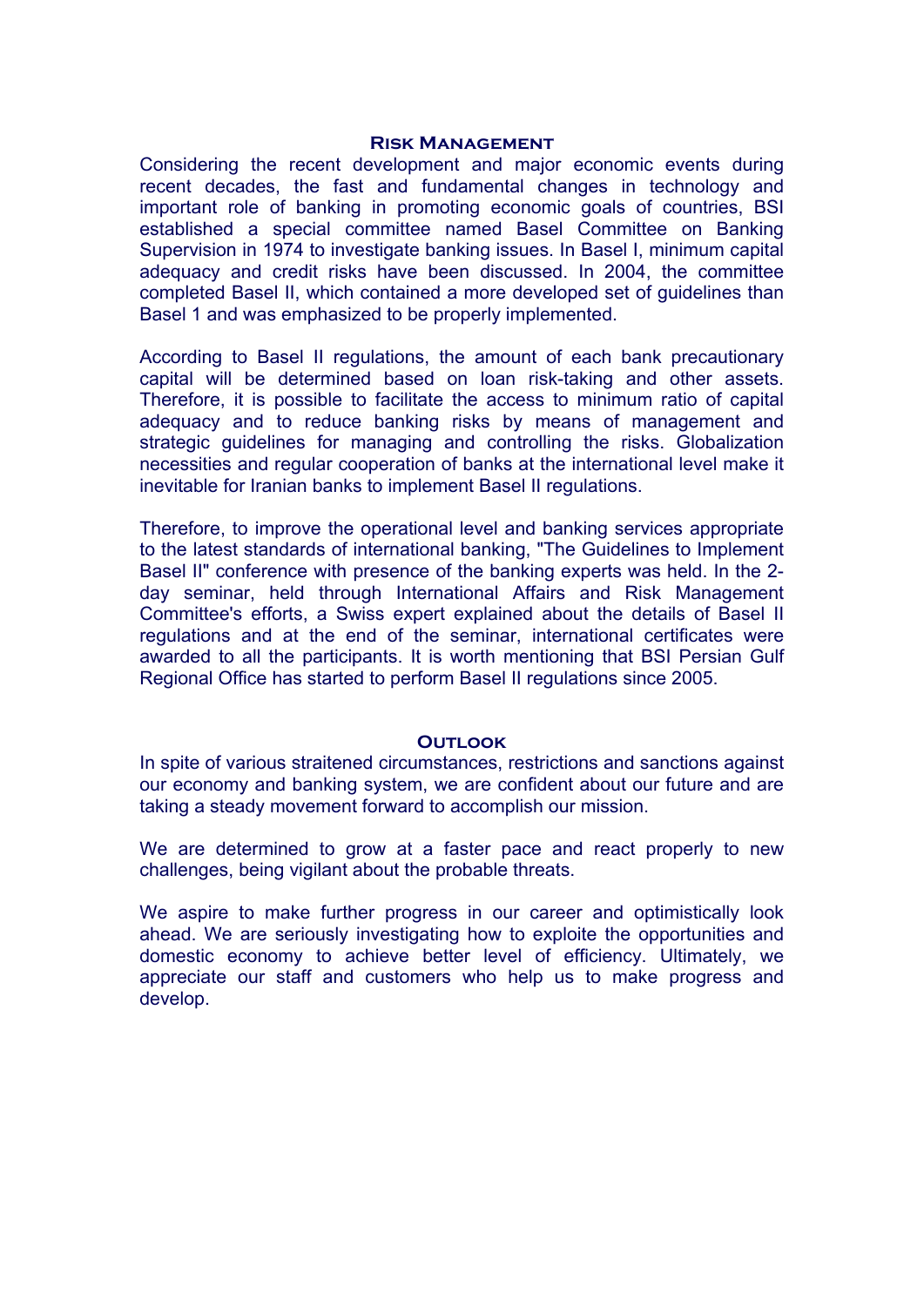## Risk Management

Considering the recent development and major economic events during recent decades, the fast and fundamental changes in technology and important role of banking in promoting economic goals of countries, BSI established a special committee named Basel Committee on Banking Supervision in 1974 to investigate banking issues. In Basel I, minimum capital adequacy and credit risks have been discussed. In 2004, the committee completed Basel II, which contained a more developed set of guidelines than Basel 1 and was emphasized to be properly implemented.

According to Basel II regulations, the amount of each bank precautionary capital will be determined based on loan risk-taking and other assets. Therefore, it is possible to facilitate the access to minimum ratio of capital adequacy and to reduce banking risks by means of management and strategic guidelines for managing and controlling the risks. Globalization necessities and regular cooperation of banks at the international level make it inevitable for Iranian banks to implement Basel II regulations.

Therefore, to improve the operational level and banking services appropriate to the latest standards of international banking, "The Guidelines to Implement Basel II" conference with presence of the banking experts was held. In the 2-day seminar, held through International Affairs and Risk Management Committee's efforts, a Swiss expert explained about the details of Basel II regulations and at the end of the seminar, international certificates were awarded to all the participants. It is worth mentioning that BSI Persian Gulf Regional Office has started to perform Basel II regulations since 2005.

## Outlook

In spite of various straitened circumstances, restrictions and sanctions against our economy and banking system, we are confident about our future and are taking a steady movement forward to accomplish our mission.

We are determined to grow at a faster pace and react properly to new challenges, being vigilant about the probable threats.

We aspire to make further progress in our career and optimistically look ahead. We are seriously investigating how to exploite the opportunities and domestic economy to achieve better level of efficiency. Ultimately, we appreciate our staff and customers who help us to make progress and develop.